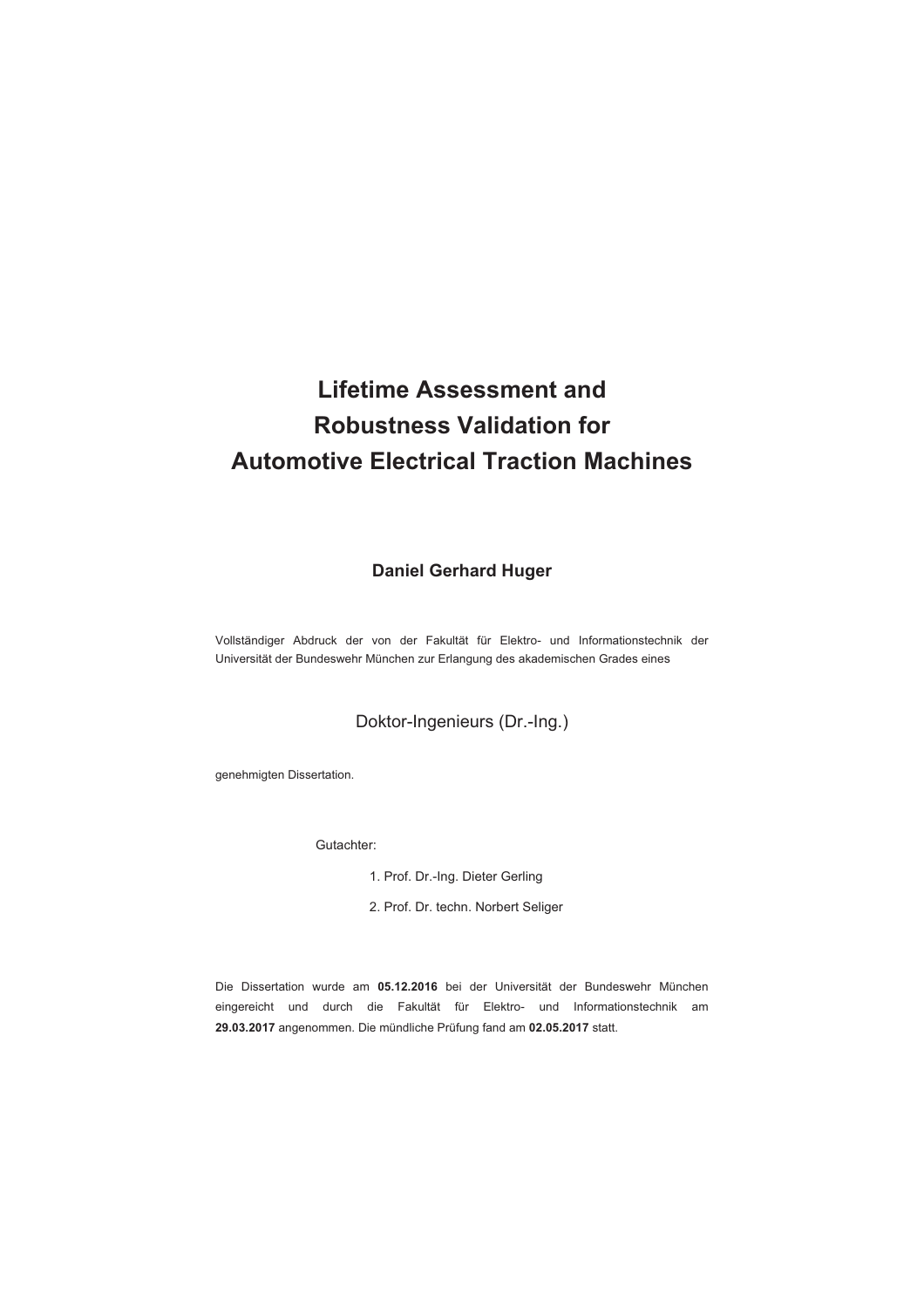# Lifetime Assessment and Robustness Validation for Automotive Electrical Traction Machines

**Daniel Gerhard Huger**

Vollständiger Abdruck der von der Fakultät für Elektro- und Informationstechnik der Universität der Bundeswehr München zur Erlangung des akademischen Grades eines

Doktor-Ingenieurs (Dr.-Ing.)

genehmigten Dissertation.

Gutachter:

1. Prof. Dr.-Ing. Dieter Gerling
2. Prof. Dr. techn. Norbert Seliger

Die Dissertation wurde am **05.12.2016** bei der Universität der Bundeswehr München eingereicht und durch die Fakultät für Elektro- und Informationstechnik am **29.03.2017** angenommen. Die mündliche Prüfung fand am **02.05.2017** statt.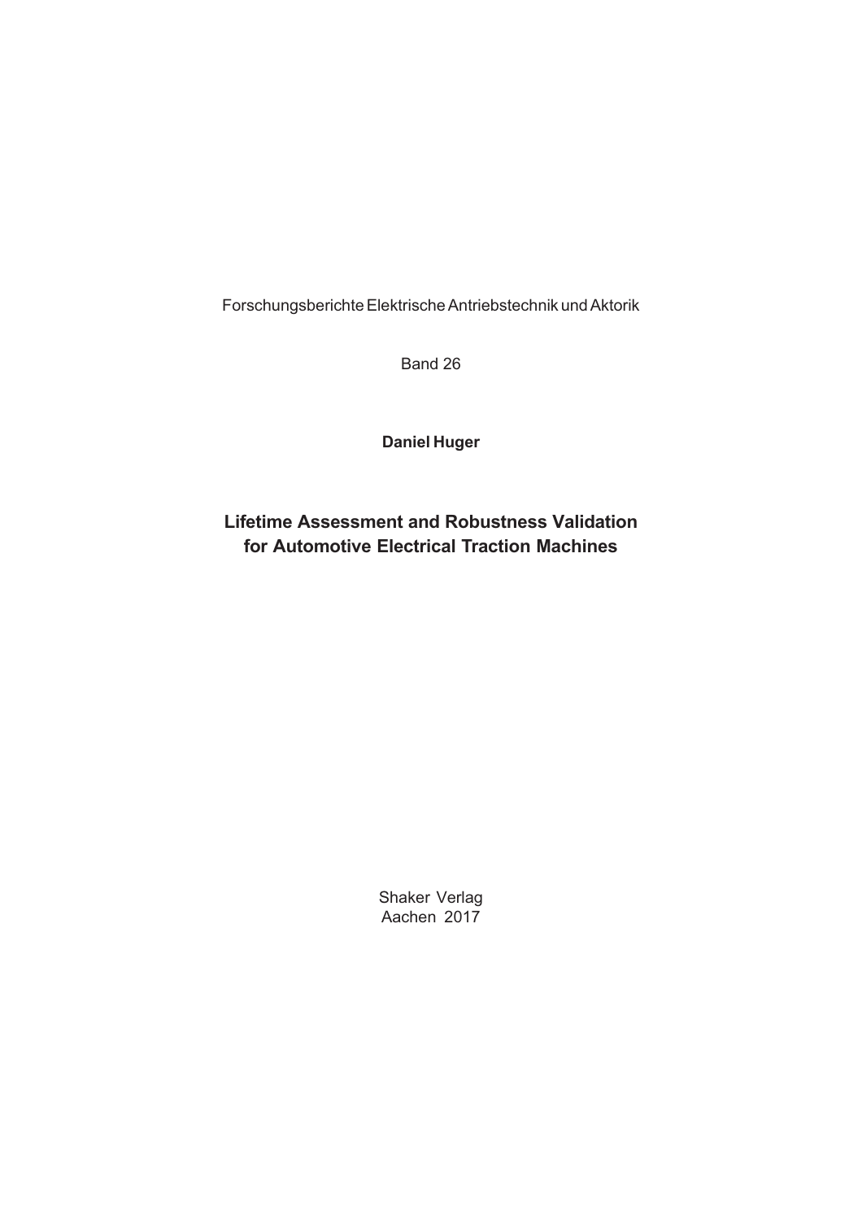Forschungsberichte Elektrische Antriebstechnik und Aktorik

Band 26

**Daniel Huger**

# Lifetime Assessment and Robustness Validation for Automotive Electrical Traction Machines

Shaker Verlag
Aachen 2017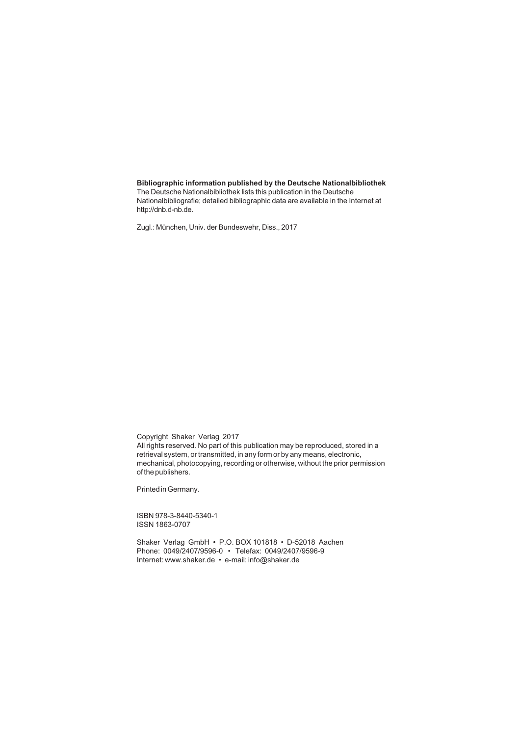**Bibliographic information published by the Deutsche Nationalbibliothek**
The Deutsche Nationalbibliothek lists this publication in the Deutsche Nationalbibliografie; detailed bibliographic data are available in the Internet at http://dnb.d-nb.de.

Zugl.: München, Univ. der Bundeswehr, Diss., 2017

Copyright Shaker Verlag 2017
All rights reserved. No part of this publication may be reproduced, stored in a retrieval system, or transmitted, in any form or by any means, electronic, mechanical, photocopying, recording or otherwise, without the prior permission of the publishers.

Printed in Germany.

ISBN 978-3-8440-5340-1
ISSN 1863-0707

Shaker Verlag GmbH • P.O. BOX 101818 • D-52018 Aachen
Phone: 0049/2407/9596-0 • Telefax: 0049/2407/9596-9
Internet: www.shaker.de • e-mail: info@shaker.de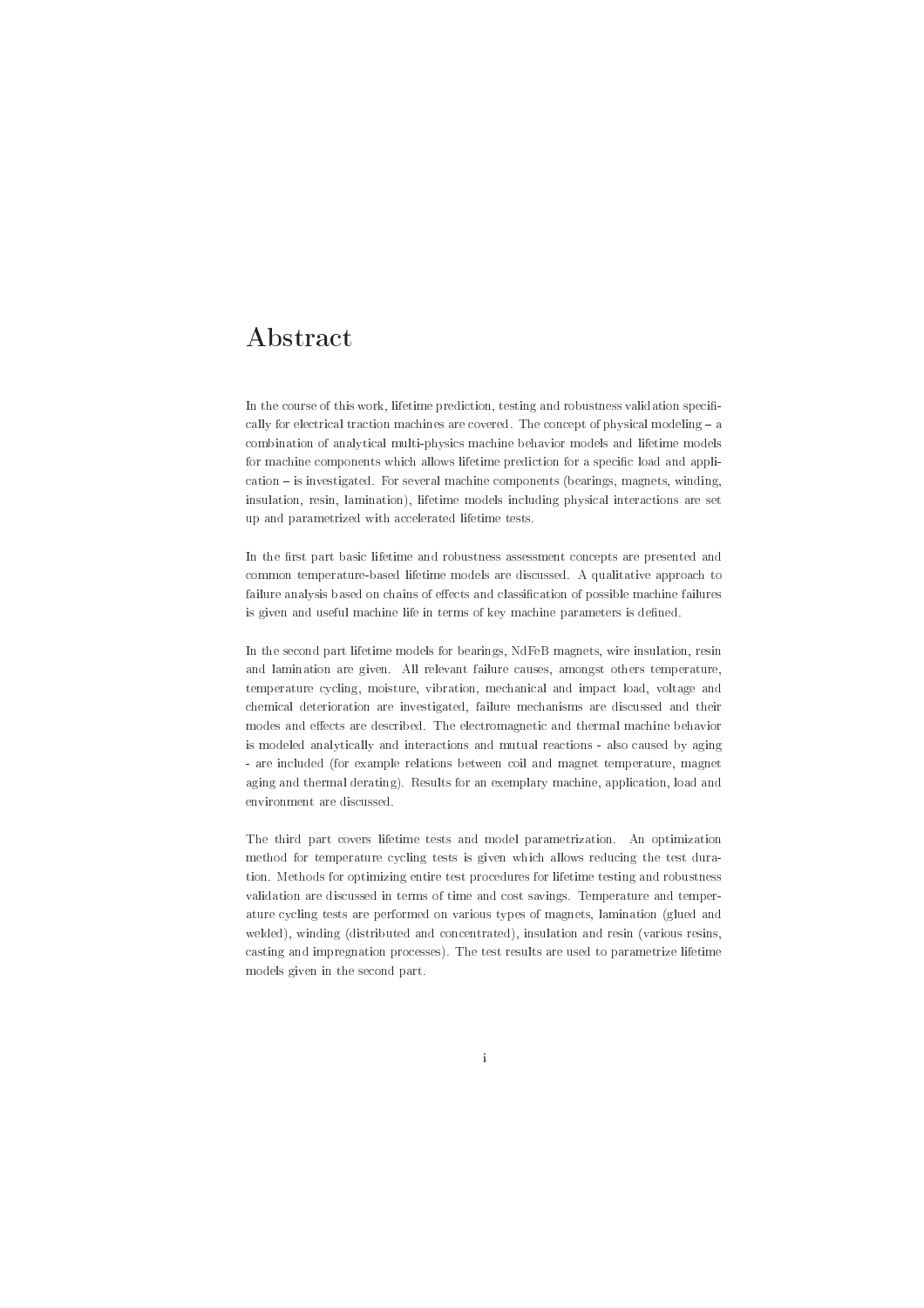# Abstract

In the course of this work, lifetime prediction, testing and robustness validation specifically for electrical traction machines are covered. The concept of physical modeling – a combination of analytical multi-physics machine behavior models and lifetime models for machine components which allows lifetime prediction for a specific load and application – is investigated. For several machine components (bearings, magnets, winding, insulation, resin, lamination), lifetime models including physical interactions are set up and parametrized with accelerated lifetime tests.

In the first part basic lifetime and robustness assessment concepts are presented and common temperature-based lifetime models are discussed. A qualitative approach to failure analysis based on chains of effects and classification of possible machine failures is given and useful machine life in terms of key machine parameters is defined.

In the second part lifetime models for bearings, NdFeB magnets, wire insulation, resin and lamination are given. All relevant failure causes, amongst others temperature, temperature cycling, moisture, vibration, mechanical and impact load, voltage and chemical deterioration are investigated, failure mechanisms are discussed and their modes and effects are described. The electromagnetic and thermal machine behavior is modeled analytically and interactions and mutual reactions - also caused by aging - are included (for example relations between coil and magnet temperature, magnet aging and thermal derating). Results for an exemplary machine, application, load and environment are discussed.

The third part covers lifetime tests and model parametrization. An optimization method for temperature cycling tests is given which allows reducing the test duration. Methods for optimizing entire test procedures for lifetime testing and robustness validation are discussed in terms of time and cost savings. Temperature and temperature cycling tests are performed on various types of magnets, lamination (glued and welded), winding (distributed and concentrated), insulation and resin (various resins, casting and impregnation processes). The test results are used to parametrize lifetime models given in the second part.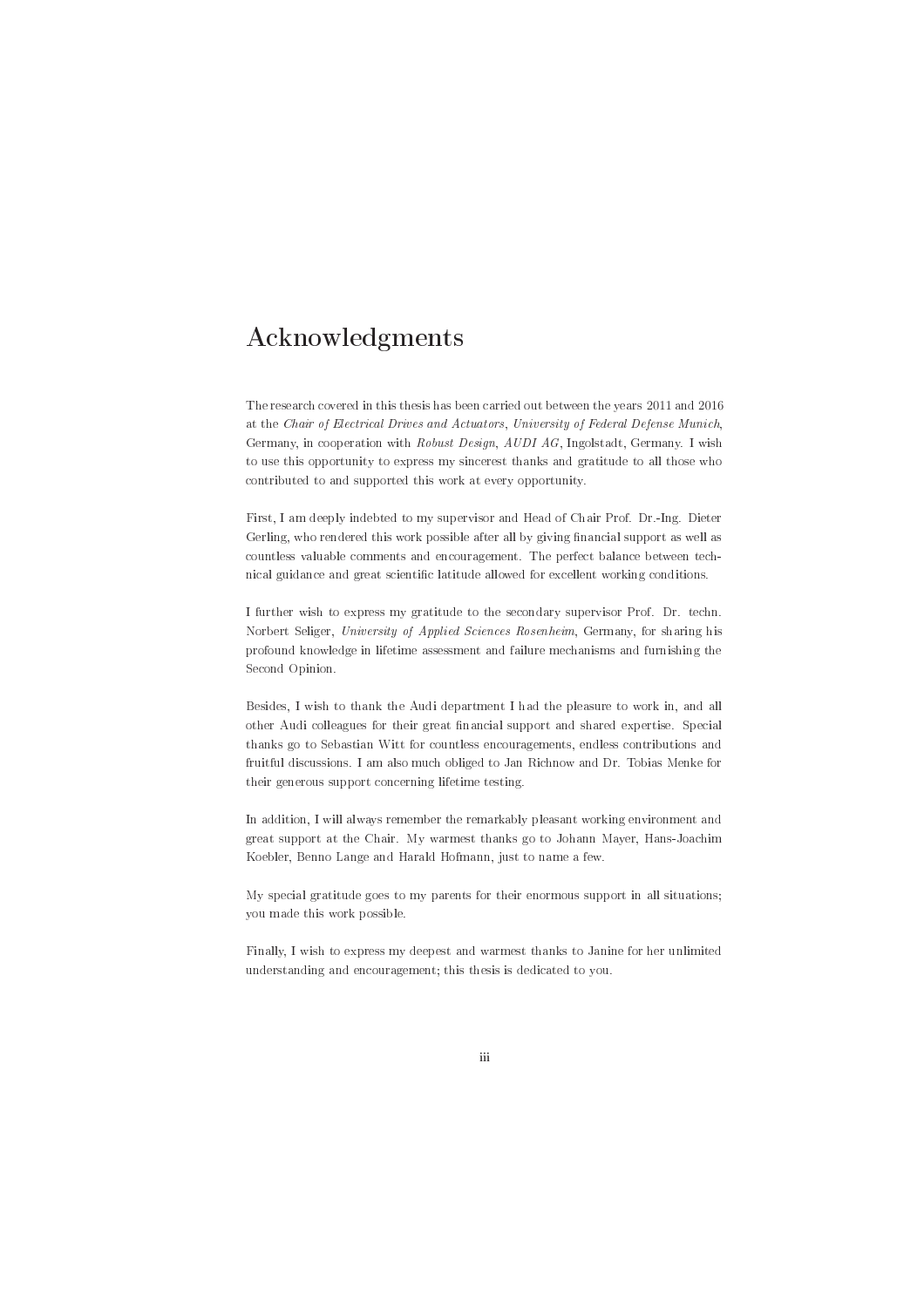# Acknowledgments

The research covered in this thesis has been carried out between the years 2011 and 2016 at the *Chair of Electrical Drives and Actuators*, *University of Federal Defense Munich*, Germany, in cooperation with *Robust Design*, *AUDI AG*, Ingolstadt, Germany. I wish to use this opportunity to express my sincerest thanks and gratitude to all those who contributed to and supported this work at every opportunity.

First, I am deeply indebted to my supervisor and Head of Chair Prof. Dr.-Ing. Dieter Gerling, who rendered this work possible after all by giving financial support as well as countless valuable comments and encouragement. The perfect balance between technical guidance and great scientific latitude allowed for excellent working conditions.

I further wish to express my gratitude to the secondary supervisor Prof. Dr. techn. Norbert Seliger, *University of Applied Sciences Rosenheim*, Germany, for sharing his profound knowledge in lifetime assessment and failure mechanisms and furnishing the Second Opinion.

Besides, I wish to thank the Audi department I had the pleasure to work in, and all other Audi colleagues for their great financial support and shared expertise. Special thanks go to Sebastian Witt for countless encouragements, endless contributions and fruitful discussions. I am also much obliged to Jan Richnow and Dr. Tobias Menke for their generous support concerning lifetime testing.

In addition, I will always remember the remarkably pleasant working environment and great support at the Chair. My warmest thanks go to Johann Mayer, Hans-Joachim Koebler, Benno Lange and Harald Hofmann, just to name a few.

My special gratitude goes to my parents for their enormous support in all situations; you made this work possible.

Finally, I wish to express my deepest and warmest thanks to Janine for her unlimited understanding and encouragement; this thesis is dedicated to you.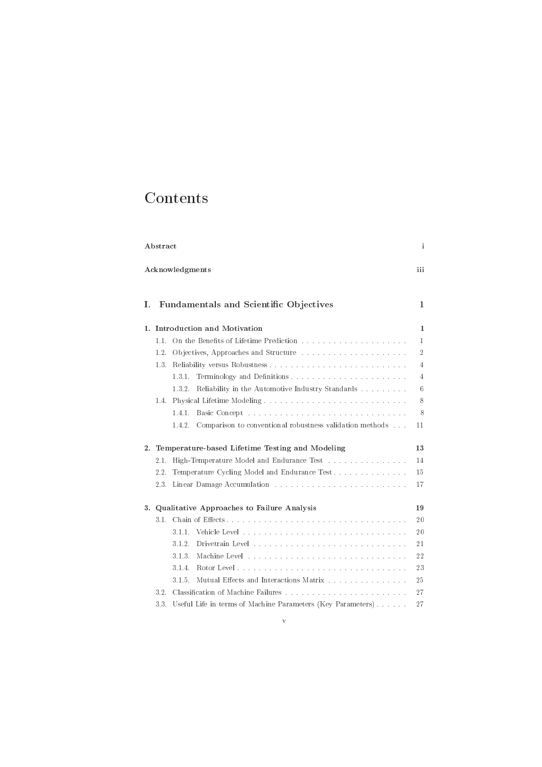# Contents

Abstract i

Acknowledgments iii

## I. Fundamentals and Scientific Objectives 1

**1. Introduction and Motivation 1**

- 1.1. On the Benefits of Lifetime Prediction 1
- 1.2. Objectives, Approaches and Structure 2
- 1.3. Reliability versus Robustness 4
  - 1.3.1. Terminology and Definitions 4
  - 1.3.2. Reliability in the Automotive Industry Standards 6
- 1.4. Physical Lifetime Modeling 8
  - 1.4.1. Basic Concept 8
  - 1.4.2. Comparison to conventional robustness validation methods 11

**2. Temperature-based Lifetime Testing and Modeling 13**

- 2.1. High-Temperature Model and Endurance Test 14
- 2.2. Temperature Cycling Model and Endurance Test 15
- 2.3. Linear Damage Accumulation 17

**3. Qualitative Approaches to Failure Analysis 19**

- 3.1. Chain of Effects 20
  - 3.1.1. Vehicle Level 20
  - 3.1.2. Drivetrain Level 21
  - 3.1.3. Machine Level 22
  - 3.1.4. Rotor Level 23
  - 3.1.5. Mutual Effects and Interactions Matrix 25
- 3.2. Classification of Machine Failures 27
- 3.3. Useful Life in terms of Machine Parameters (Key Parameters) 27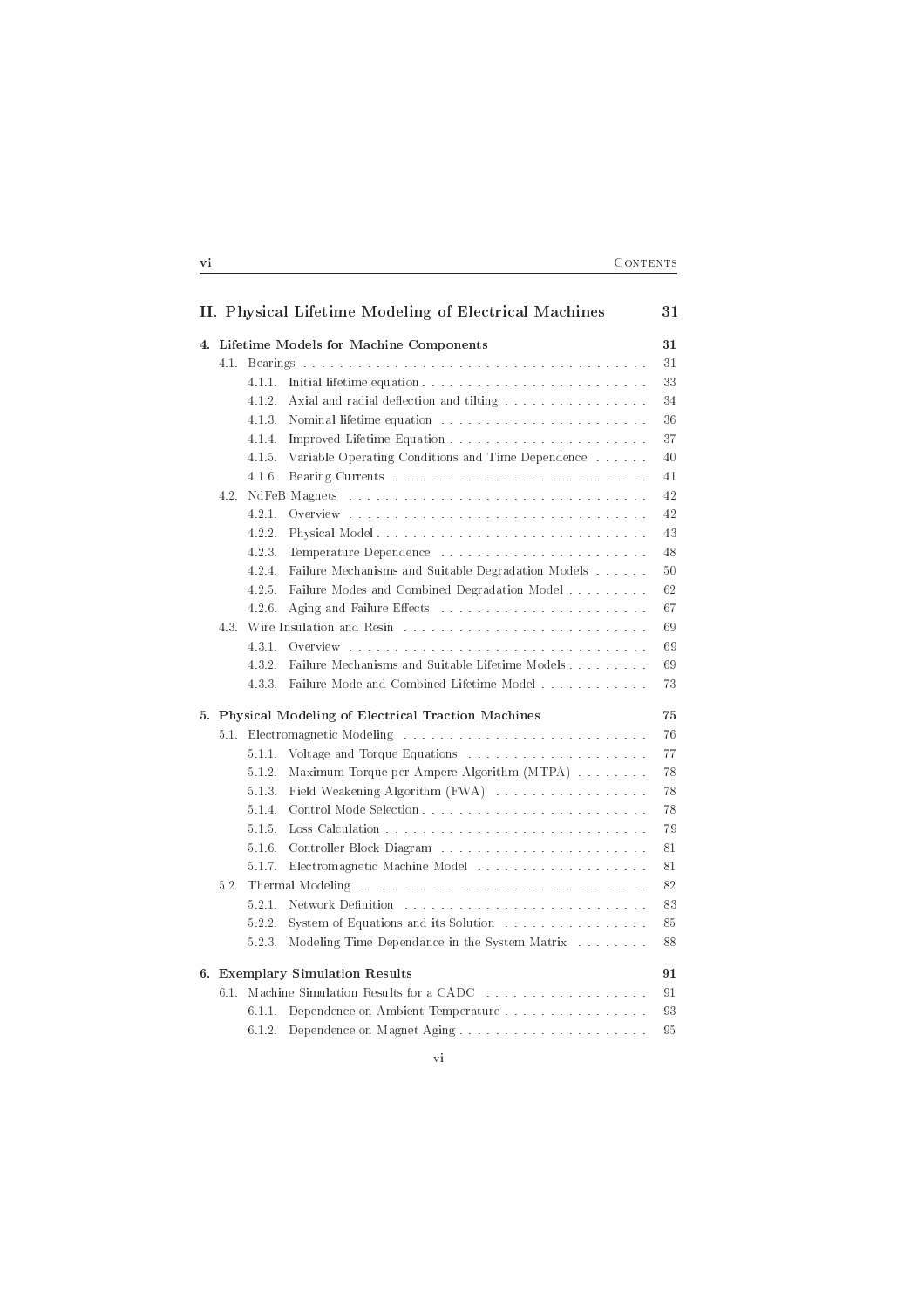## II. Physical Lifetime Modeling of Electrical Machines — 31

**4. Lifetime Models for Machine Components — 31**

- 4.1. Bearings — 31
  - 4.1.1. Initial lifetime equation — 33
  - 4.1.2. Axial and radial deflection and tilting — 34
  - 4.1.3. Nominal lifetime equation — 36
  - 4.1.4. Improved Lifetime Equation — 37
  - 4.1.5. Variable Operating Conditions and Time Dependence — 40
  - 4.1.6. Bearing Currents — 41
- 4.2. NdFeB Magnets — 42
  - 4.2.1. Overview — 42
  - 4.2.2. Physical Model — 43
  - 4.2.3. Temperature Dependence — 48
  - 4.2.4. Failure Mechanisms and Suitable Degradation Models — 50
  - 4.2.5. Failure Modes and Combined Degradation Model — 62
  - 4.2.6. Aging and Failure Effects — 67
- 4.3. Wire Insulation and Resin — 69
  - 4.3.1. Overview — 69
  - 4.3.2. Failure Mechanisms and Suitable Lifetime Models — 69
  - 4.3.3. Failure Mode and Combined Lifetime Model — 73

**5. Physical Modeling of Electrical Traction Machines — 75**

- 5.1. Electromagnetic Modeling — 76
  - 5.1.1. Voltage and Torque Equations — 77
  - 5.1.2. Maximum Torque per Ampere Algorithm (MTPA) — 78
  - 5.1.3. Field Weakening Algorithm (FWA) — 78
  - 5.1.4. Control Mode Selection — 78
  - 5.1.5. Loss Calculation — 79
  - 5.1.6. Controller Block Diagram — 81
  - 5.1.7. Electromagnetic Machine Model — 81
- 5.2. Thermal Modeling — 82
  - 5.2.1. Network Definition — 83
  - 5.2.2. System of Equations and its Solution — 85
  - 5.2.3. Modeling Time Dependance in the System Matrix — 88

**6. Exemplary Simulation Results — 91**

- 6.1. Machine Simulation Results for a CADC — 91
  - 6.1.1. Dependence on Ambient Temperature — 93
  - 6.1.2. Dependence on Magnet Aging — 95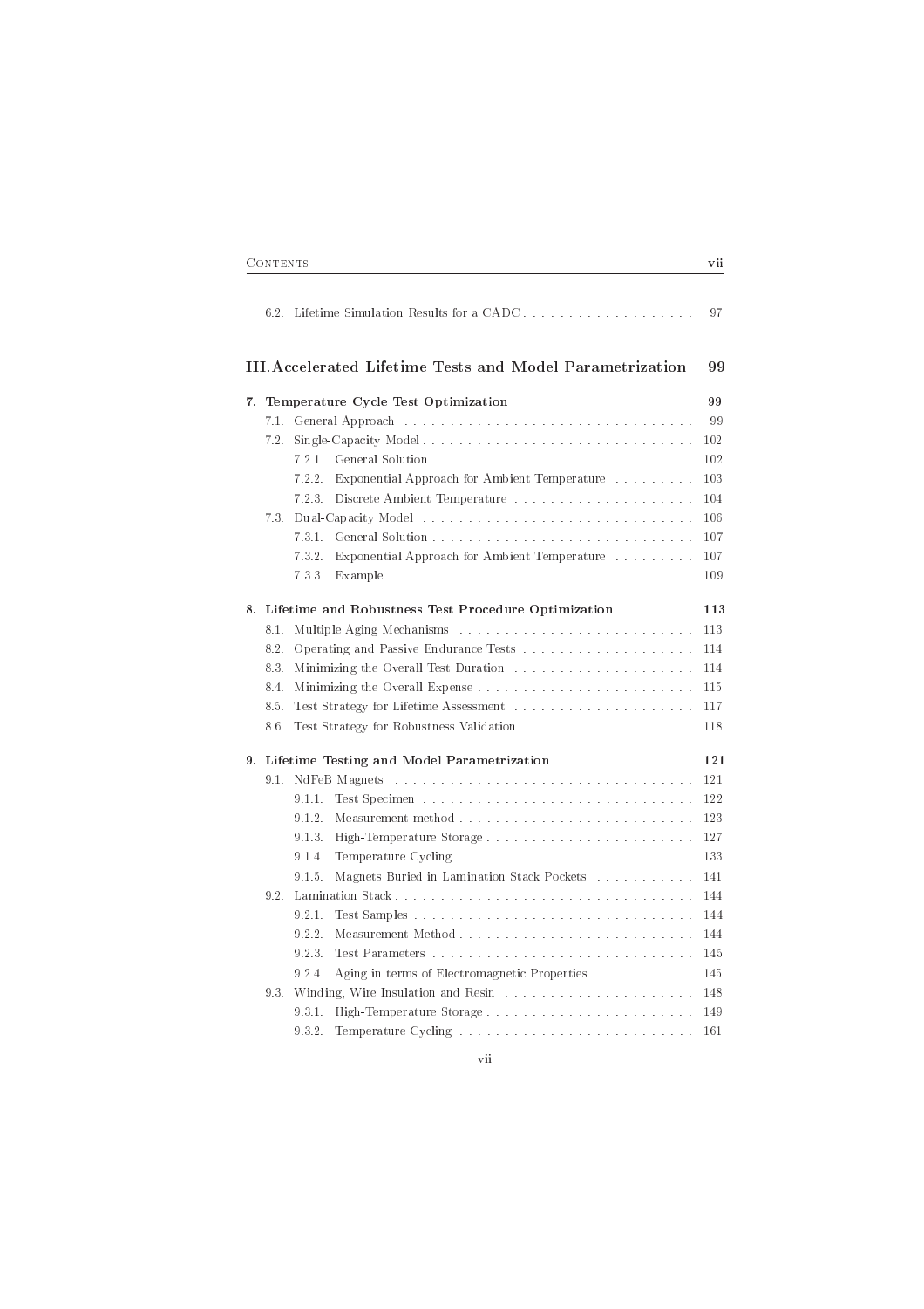6.2. Lifetime Simulation Results for a CADC . . . . . . . . . . . . . . . . . . . 97

**III. Accelerated Lifetime Tests and Model Parametrization 99**

**7. Temperature Cycle Test Optimization 99**

- 7.1. General Approach . . . . . . . . . . . . . . . . . . . . . . . . . . . . . . . . 99
- 7.2. Single-Capacity Model . . . . . . . . . . . . . . . . . . . . . . . . . . . . . 102
  - 7.2.1. General Solution . . . . . . . . . . . . . . . . . . . . . . . . . . . . . 102
  - 7.2.2. Exponential Approach for Ambient Temperature . . . . . . . . . 103
  - 7.2.3. Discrete Ambient Temperature . . . . . . . . . . . . . . . . . . . . 104
- 7.3. Dual-Capacity Model . . . . . . . . . . . . . . . . . . . . . . . . . . . . . . 106
  - 7.3.1. General Solution . . . . . . . . . . . . . . . . . . . . . . . . . . . . . 107
  - 7.3.2. Exponential Approach for Ambient Temperature . . . . . . . . . 107
  - 7.3.3. Example . . . . . . . . . . . . . . . . . . . . . . . . . . . . . . . . . . 109

**8. Lifetime and Robustness Test Procedure Optimization 113**

- 8.1. Multiple Aging Mechanisms . . . . . . . . . . . . . . . . . . . . . . . . . . 113
- 8.2. Operating and Passive Endurance Tests . . . . . . . . . . . . . . . . . . . 114
- 8.3. Minimizing the Overall Test Duration . . . . . . . . . . . . . . . . . . . . 114
- 8.4. Minimizing the Overall Expense . . . . . . . . . . . . . . . . . . . . . . . . 115
- 8.5. Test Strategy for Lifetime Assessment . . . . . . . . . . . . . . . . . . . . 117
- 8.6. Test Strategy for Robustness Validation . . . . . . . . . . . . . . . . . . . 118

**9. Lifetime Testing and Model Parametrization 121**

- 9.1. NdFeB Magnets . . . . . . . . . . . . . . . . . . . . . . . . . . . . . . . . . 121
  - 9.1.1. Test Specimen . . . . . . . . . . . . . . . . . . . . . . . . . . . . . . 122
  - 9.1.2. Measurement method . . . . . . . . . . . . . . . . . . . . . . . . . . 123
  - 9.1.3. High-Temperature Storage . . . . . . . . . . . . . . . . . . . . . . . 127
  - 9.1.4. Temperature Cycling . . . . . . . . . . . . . . . . . . . . . . . . . . 133
  - 9.1.5. Magnets Buried in Lamination Stack Pockets . . . . . . . . . . . 141
- 9.2. Lamination Stack . . . . . . . . . . . . . . . . . . . . . . . . . . . . . . . . 144
  - 9.2.1. Test Samples . . . . . . . . . . . . . . . . . . . . . . . . . . . . . . . 144
  - 9.2.2. Measurement Method . . . . . . . . . . . . . . . . . . . . . . . . . . 144
  - 9.2.3. Test Parameters . . . . . . . . . . . . . . . . . . . . . . . . . . . . . 145
  - 9.2.4. Aging in terms of Electromagnetic Properties . . . . . . . . . . . 145
- 9.3. Winding, Wire Insulation and Resin . . . . . . . . . . . . . . . . . . . . . 148
  - 9.3.1. High-Temperature Storage . . . . . . . . . . . . . . . . . . . . . . . 149
  - 9.3.2. Temperature Cycling . . . . . . . . . . . . . . . . . . . . . . . . . . 161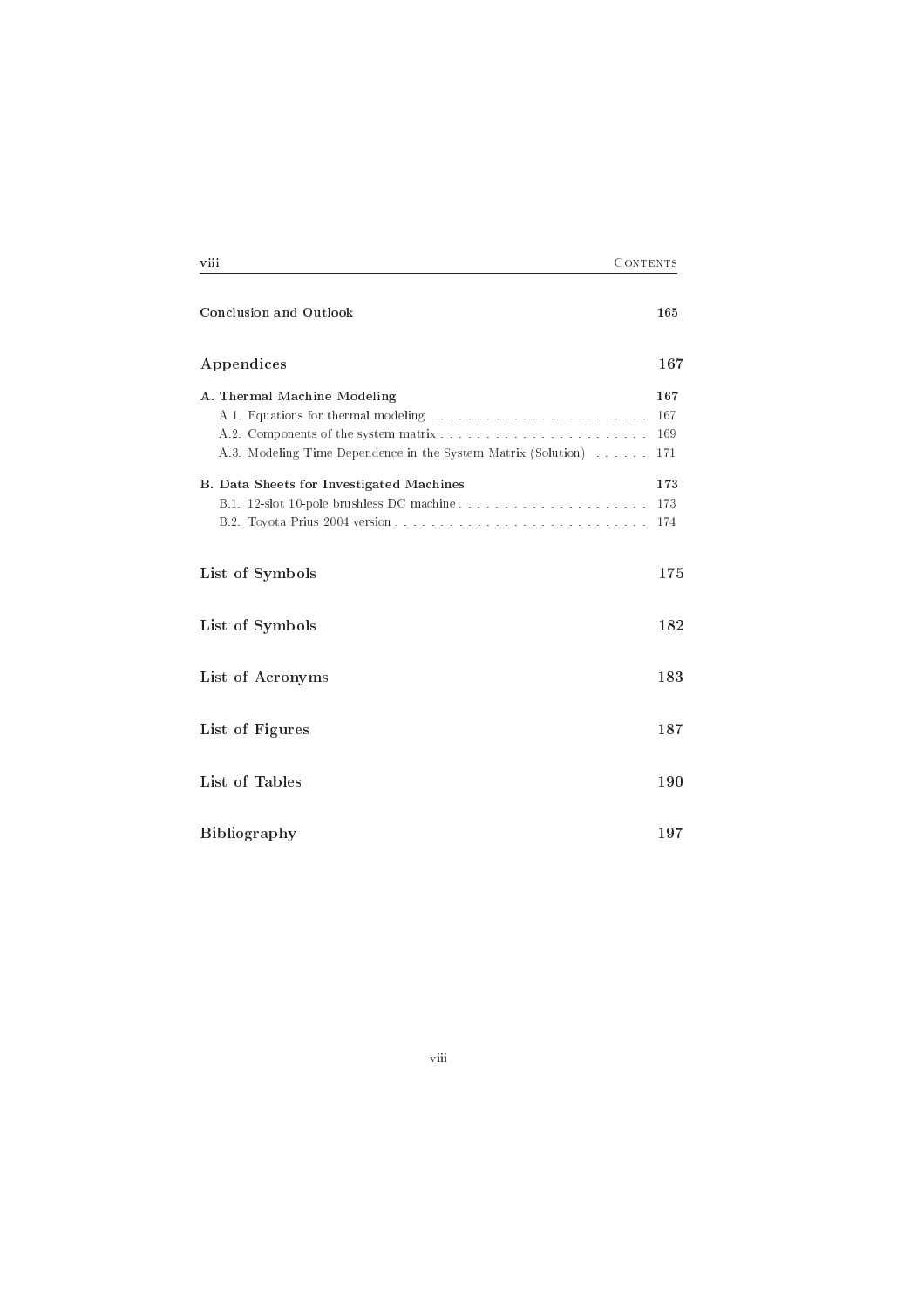| | |
|---|---|
| **Conclusion and Outlook** | **165** |
| **Appendices** | **167** |
| **A. Thermal Machine Modeling** | **167** |
| A.1. Equations for thermal modeling | 167 |
| A.2. Components of the system matrix | 169 |
| A.3. Modeling Time Dependence in the System Matrix (Solution) | 171 |
| **B. Data Sheets for Investigated Machines** | **173** |
| B.1. 12-slot 10-pole brushless DC machine | 173 |
| B.2. Toyota Prius 2004 version | 174 |
| **List of Symbols** | **175** |
| **List of Symbols** | **182** |
| **List of Acronyms** | **183** |
| **List of Figures** | **187** |
| **List of Tables** | **190** |
| **Bibliography** | **197** |